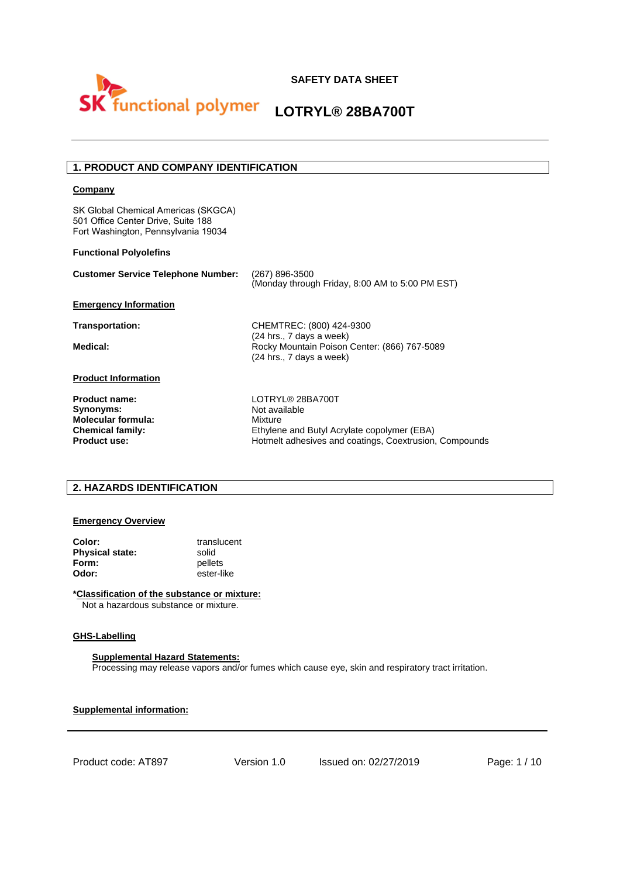SK functional polymer

# SAFETY DATA SHEET

# LOTRYL® 28BA700T

## 1. PRODUCT AND COMPANY IDENTIFICATION

**Company**

SK Global Chemical Americas (SKGCA)
501 Office Center Drive, Suite 188
Fort Washington, Pennsylvania 19034

**Functional Polyolefins**

| | |
|---|---|
| **Customer Service Telephone Number:** | (267) 896-3500<br>(Monday through Friday, 8:00 AM to 5:00 PM EST) |

**Emergency Information**

| | |
|---|---|
| **Transportation:** | CHEMTREC: (800) 424-9300<br>(24 hrs., 7 days a week) |
| **Medical:** | Rocky Mountain Poison Center: (866) 767-5089<br>(24 hrs., 7 days a week) |

**Product Information**

| | |
|---|---|
| **Product name:** | LOTRYL® 28BA700T |
| **Synonyms:** | Not available |
| **Molecular formula:** | Mixture |
| **Chemical family:** | Ethylene and Butyl Acrylate copolymer (EBA) |
| **Product use:** | Hotmelt adhesives and coatings, Coextrusion, Compounds |

## 2. HAZARDS IDENTIFICATION

**Emergency Overview**

| | |
|---|---|
| **Color:** | translucent |
| **Physical state:** | solid |
| **Form:** | pellets |
| **Odor:** | ester-like |

***Classification of the substance or mixture:**
Not a hazardous substance or mixture.

**GHS-Labelling**

**Supplemental Hazard Statements:**
Processing may release vapors and/or fumes which cause eye, skin and respiratory tract irritation.

**Supplemental information:**

Product code: AT897 Version 1.0 Issued on: 02/27/2019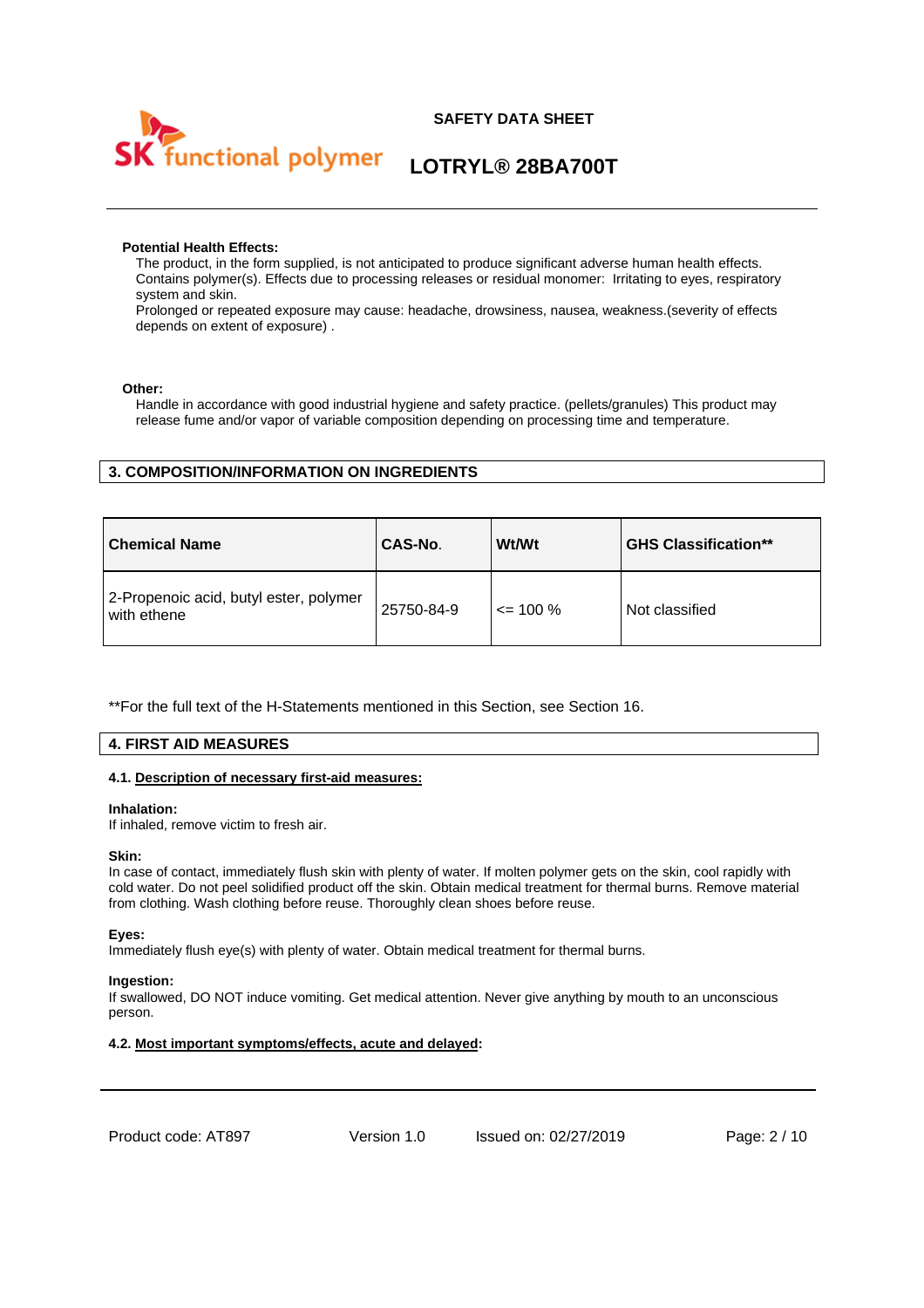**Potential Health Effects:**

The product, in the form supplied, is not anticipated to produce significant adverse human health effects. Contains polymer(s). Effects due to processing releases or residual monomer: Irritating to eyes, respiratory system and skin.
Prolonged or repeated exposure may cause: headache, drowsiness, nausea, weakness.(severity of effects depends on extent of exposure) .

**Other:**

Handle in accordance with good industrial hygiene and safety practice. (pellets/granules) This product may release fume and/or vapor of variable composition depending on processing time and temperature.

## 3. COMPOSITION/INFORMATION ON INGREDIENTS

| Chemical Name | CAS-No. | Wt/Wt | GHS Classification** |
|---|---|---|---|
| 2-Propenoic acid, butyl ester, polymer with ethene | 25750-84-9 | <= 100 % | Not classified |

**For the full text of the H-Statements mentioned in this Section, see Section 16.

## 4. FIRST AID MEASURES

### 4.1. Description of necessary first-aid measures:

**Inhalation:**
If inhaled, remove victim to fresh air.

**Skin:**
In case of contact, immediately flush skin with plenty of water. If molten polymer gets on the skin, cool rapidly with cold water. Do not peel solidified product off the skin. Obtain medical treatment for thermal burns. Remove material from clothing. Wash clothing before reuse. Thoroughly clean shoes before reuse.

**Eyes:**
Immediately flush eye(s) with plenty of water. Obtain medical treatment for thermal burns.

**Ingestion:**
If swallowed, DO NOT induce vomiting. Get medical attention. Never give anything by mouth to an unconscious person.

### 4.2. Most important symptoms/effects, acute and delayed: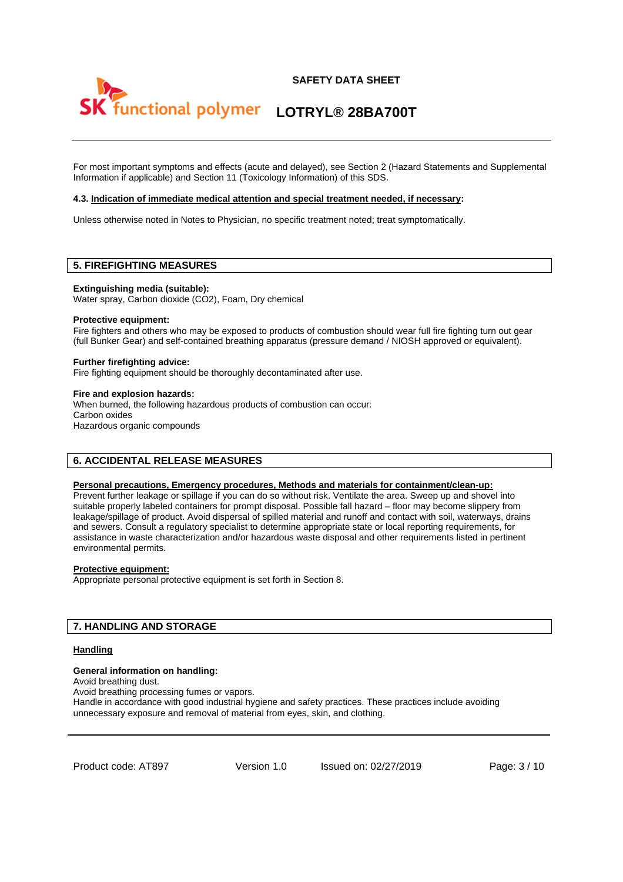For most important symptoms and effects (acute and delayed), see Section 2 (Hazard Statements and Supplemental Information if applicable) and Section 11 (Toxicology Information) of this SDS.

**4.3. Indication of immediate medical attention and special treatment needed, if necessary:**

Unless otherwise noted in Notes to Physician, no specific treatment noted; treat symptomatically.

## 5. FIREFIGHTING MEASURES

**Extinguishing media (suitable):**
Water spray, Carbon dioxide ($CO_2$), Foam, Dry chemical

**Protective equipment:**
Fire fighters and others who may be exposed to products of combustion should wear full fire fighting turn out gear (full Bunker Gear) and self-contained breathing apparatus (pressure demand / NIOSH approved or equivalent).

**Further firefighting advice:**
Fire fighting equipment should be thoroughly decontaminated after use.

**Fire and explosion hazards:**
When burned, the following hazardous products of combustion can occur:
Carbon oxides
Hazardous organic compounds

## 6. ACCIDENTAL RELEASE MEASURES

**Personal precautions, Emergency procedures, Methods and materials for containment/clean-up:**
Prevent further leakage or spillage if you can do so without risk. Ventilate the area. Sweep up and shovel into suitable properly labeled containers for prompt disposal. Possible fall hazard – floor may become slippery from leakage/spillage of product. Avoid dispersal of spilled material and runoff and contact with soil, waterways, drains and sewers. Consult a regulatory specialist to determine appropriate state or local reporting requirements, for assistance in waste characterization and/or hazardous waste disposal and other requirements listed in pertinent environmental permits.

**Protective equipment:**
Appropriate personal protective equipment is set forth in Section 8.

## 7. HANDLING AND STORAGE

**Handling**

**General information on handling:**
Avoid breathing dust.
Avoid breathing processing fumes or vapors.
Handle in accordance with good industrial hygiene and safety practices. These practices include avoiding unnecessary exposure and removal of material from eyes, skin, and clothing.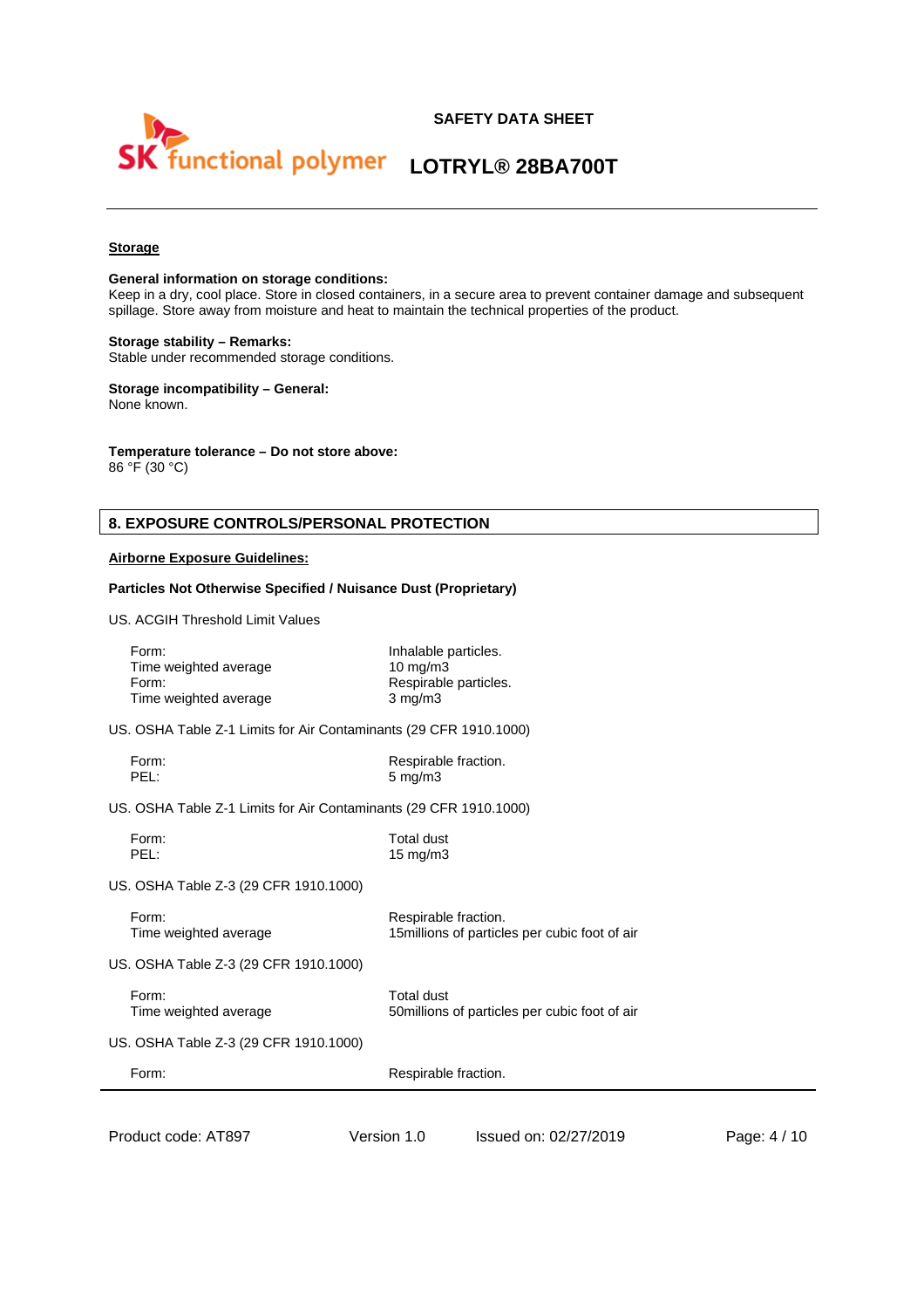**Storage**

**General information on storage conditions:**
Keep in a dry, cool place. Store in closed containers, in a secure area to prevent container damage and subsequent spillage. Store away from moisture and heat to maintain the technical properties of the product.

**Storage stability – Remarks:**
Stable under recommended storage conditions.

**Storage incompatibility – General:**
None known.

**Temperature tolerance – Do not store above:**
86 °F (30 °C)

## 8. EXPOSURE CONTROLS/PERSONAL PROTECTION

**Airborne Exposure Guidelines:**

**Particles Not Otherwise Specified / Nuisance Dust (Proprietary)**

US. ACGIH Threshold Limit Values

| | |
|---|---|
| Form: | Inhalable particles. |
| Time weighted average | 10 mg/m3 |
| Form: | Respirable particles. |
| Time weighted average | 3 mg/m3 |

US. OSHA Table Z-1 Limits for Air Contaminants (29 CFR 1910.1000)

| | |
|---|---|
| Form: | Respirable fraction. |
| PEL: | 5 mg/m3 |

US. OSHA Table Z-1 Limits for Air Contaminants (29 CFR 1910.1000)

| | |
|---|---|
| Form: | Total dust |
| PEL: | 15 mg/m3 |

US. OSHA Table Z-3 (29 CFR 1910.1000)

| | |
|---|---|
| Form: | Respirable fraction. |
| Time weighted average | 15millions of particles per cubic foot of air |

US. OSHA Table Z-3 (29 CFR 1910.1000)

| | |
|---|---|
| Form: | Total dust |
| Time weighted average | 50millions of particles per cubic foot of air |

US. OSHA Table Z-3 (29 CFR 1910.1000)

| | |
|---|---|
| Form: | Respirable fraction. |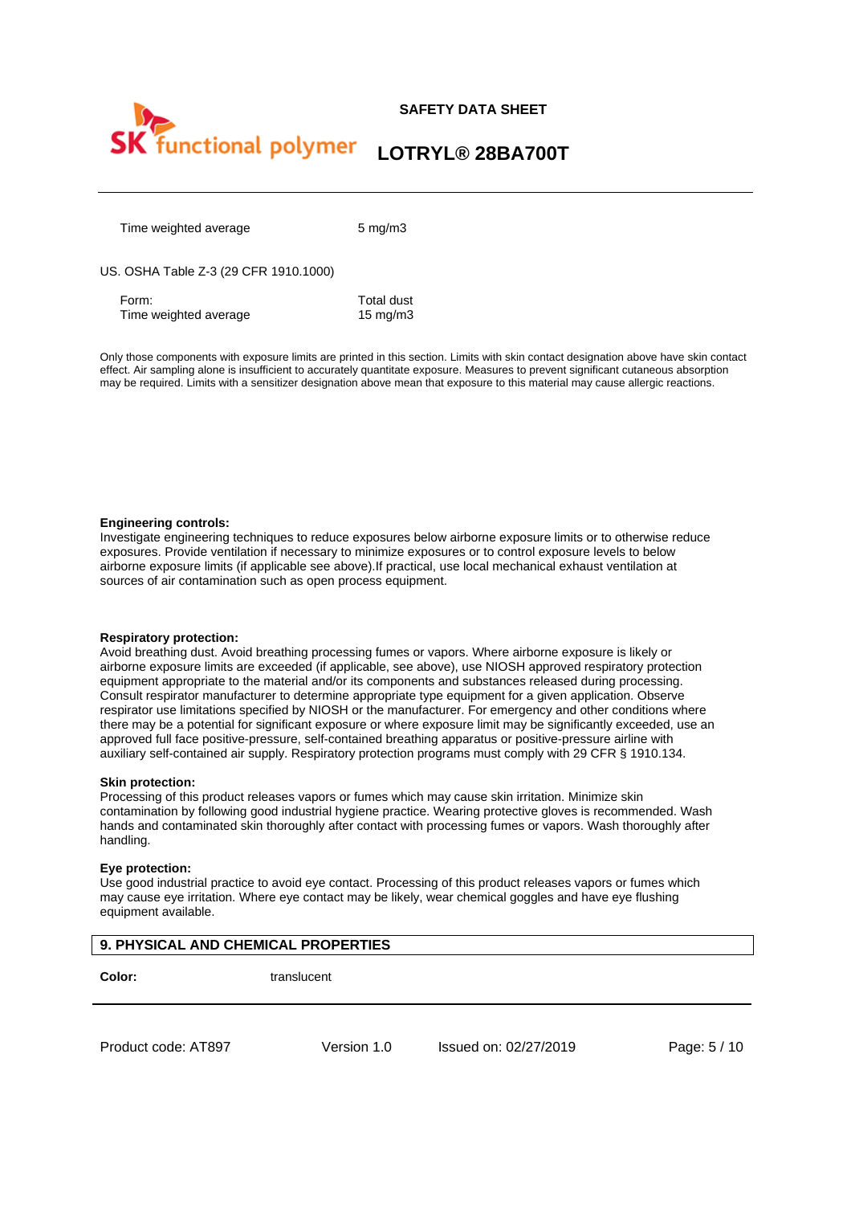| | |
|---|---|
| Time weighted average | 5 mg/m3 |

US. OSHA Table Z-3 (29 CFR 1910.1000)

| | |
|---|---|
| Form: | Total dust |
| Time weighted average | 15 mg/m3 |

Only those components with exposure limits are printed in this section. Limits with skin contact designation above have skin contact effect. Air sampling alone is insufficient to accurately quantitate exposure. Measures to prevent significant cutaneous absorption may be required. Limits with a sensitizer designation above mean that exposure to this material may cause allergic reactions.

**Engineering controls:**
Investigate engineering techniques to reduce exposures below airborne exposure limits or to otherwise reduce exposures. Provide ventilation if necessary to minimize exposures or to control exposure levels to below airborne exposure limits (if applicable see above).If practical, use local mechanical exhaust ventilation at sources of air contamination such as open process equipment.

**Respiratory protection:**
Avoid breathing dust. Avoid breathing processing fumes or vapors. Where airborne exposure is likely or airborne exposure limits are exceeded (if applicable, see above), use NIOSH approved respiratory protection equipment appropriate to the material and/or its components and substances released during processing. Consult respirator manufacturer to determine appropriate type equipment for a given application. Observe respirator use limitations specified by NIOSH or the manufacturer. For emergency and other conditions where there may be a potential for significant exposure or where exposure limit may be significantly exceeded, use an approved full face positive-pressure, self-contained breathing apparatus or positive-pressure airline with auxiliary self-contained air supply. Respiratory protection programs must comply with 29 CFR § 1910.134.

**Skin protection:**
Processing of this product releases vapors or fumes which may cause skin irritation. Minimize skin contamination by following good industrial hygiene practice. Wearing protective gloves is recommended. Wash hands and contaminated skin thoroughly after contact with processing fumes or vapors. Wash thoroughly after handling.

**Eye protection:**
Use good industrial practice to avoid eye contact. Processing of this product releases vapors or fumes which may cause eye irritation. Where eye contact may be likely, wear chemical goggles and have eye flushing equipment available.

## 9. PHYSICAL AND CHEMICAL PROPERTIES

| | |
|---|---|
| **Color:** | translucent |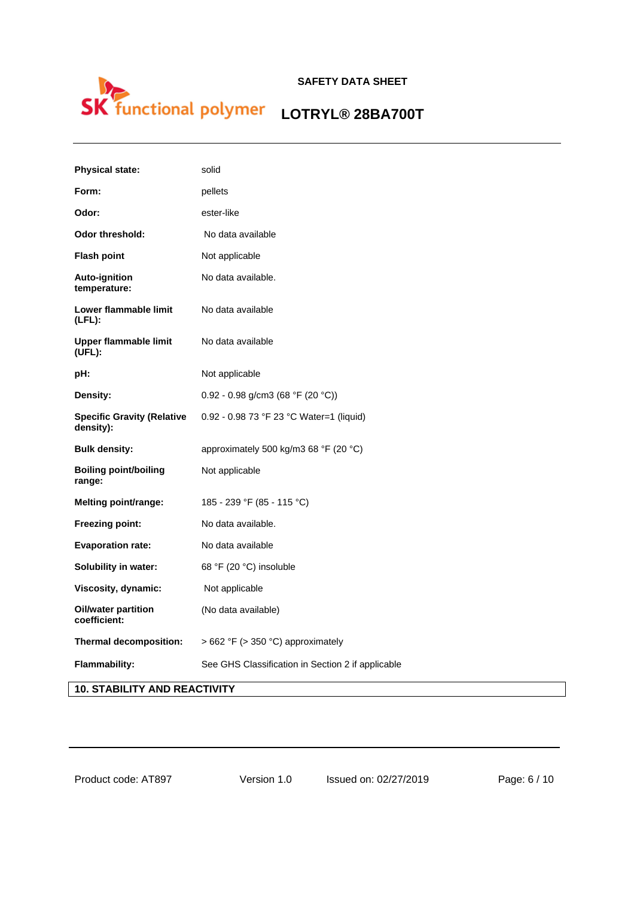| | |
|---|---|
| **Physical state:** | solid |
| **Form:** | pellets |
| **Odor:** | ester-like |
| **Odor threshold:** | No data available |
| **Flash point** | Not applicable |
| **Auto-ignition temperature:** | No data available. |
| **Lower flammable limit (LFL):** | No data available |
| **Upper flammable limit (UFL):** | No data available |
| **pH:** | Not applicable |
| **Density:** | 0.92 - 0.98 g/cm3 (68 °F (20 °C)) |
| **Specific Gravity (Relative density):** | 0.92 - 0.98 73 °F 23 °C Water=1 (liquid) |
| **Bulk density:** | approximately 500 kg/m3 68 °F (20 °C) |
| **Boiling point/boiling range:** | Not applicable |
| **Melting point/range:** | 185 - 239 °F (85 - 115 °C) |
| **Freezing point:** | No data available. |
| **Evaporation rate:** | No data available |
| **Solubility in water:** | 68 °F (20 °C) insoluble |
| **Viscosity, dynamic:** | Not applicable |
| **Oil/water partition coefficient:** | (No data available) |
| **Thermal decomposition:** | > 662 °F (> 350 °C) approximately |
| **Flammability:** | See GHS Classification in Section 2 if applicable |

## 10. STABILITY AND REACTIVITY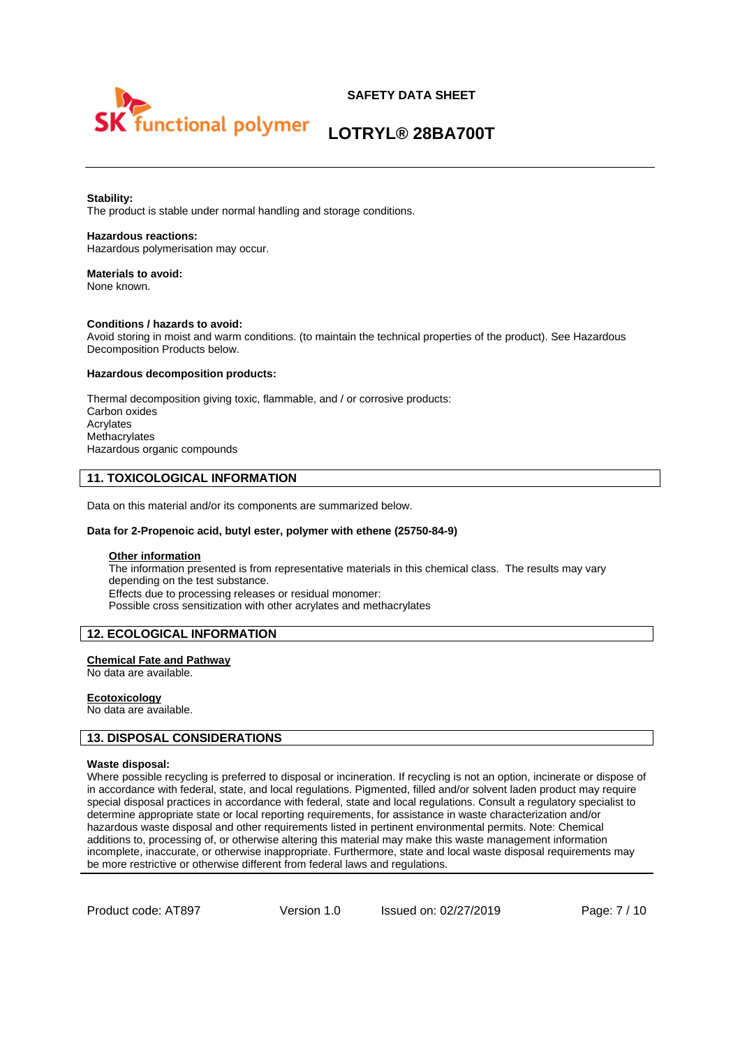**Stability:**
The product is stable under normal handling and storage conditions.

**Hazardous reactions:**
Hazardous polymerisation may occur.

**Materials to avoid:**
None known.

**Conditions / hazards to avoid:**
Avoid storing in moist and warm conditions. (to maintain the technical properties of the product). See Hazardous Decomposition Products below.

**Hazardous decomposition products:**

Thermal decomposition giving toxic, flammable, and / or corrosive products:
Carbon oxides
Acrylates
Methacrylates
Hazardous organic compounds

## 11. TOXICOLOGICAL INFORMATION

Data on this material and/or its components are summarized below.

**Data for 2-Propenoic acid, butyl ester, polymer with ethene (25750-84-9)**

**Other information**
The information presented is from representative materials in this chemical class. The results may vary depending on the test substance.
Effects due to processing releases or residual monomer:
Possible cross sensitization with other acrylates and methacrylates

## 12. ECOLOGICAL INFORMATION

**Chemical Fate and Pathway**
No data are available.

**Ecotoxicology**
No data are available.

## 13. DISPOSAL CONSIDERATIONS

**Waste disposal:**
Where possible recycling is preferred to disposal or incineration. If recycling is not an option, incinerate or dispose of in accordance with federal, state, and local regulations. Pigmented, filled and/or solvent laden product may require special disposal practices in accordance with federal, state and local regulations. Consult a regulatory specialist to determine appropriate state or local reporting requirements, for assistance in waste characterization and/or hazardous waste disposal and other requirements listed in pertinent environmental permits. Note: Chemical additions to, processing of, or otherwise altering this material may make this waste management information incomplete, inaccurate, or otherwise inappropriate. Furthermore, state and local waste disposal requirements may be more restrictive or otherwise different from federal laws and regulations.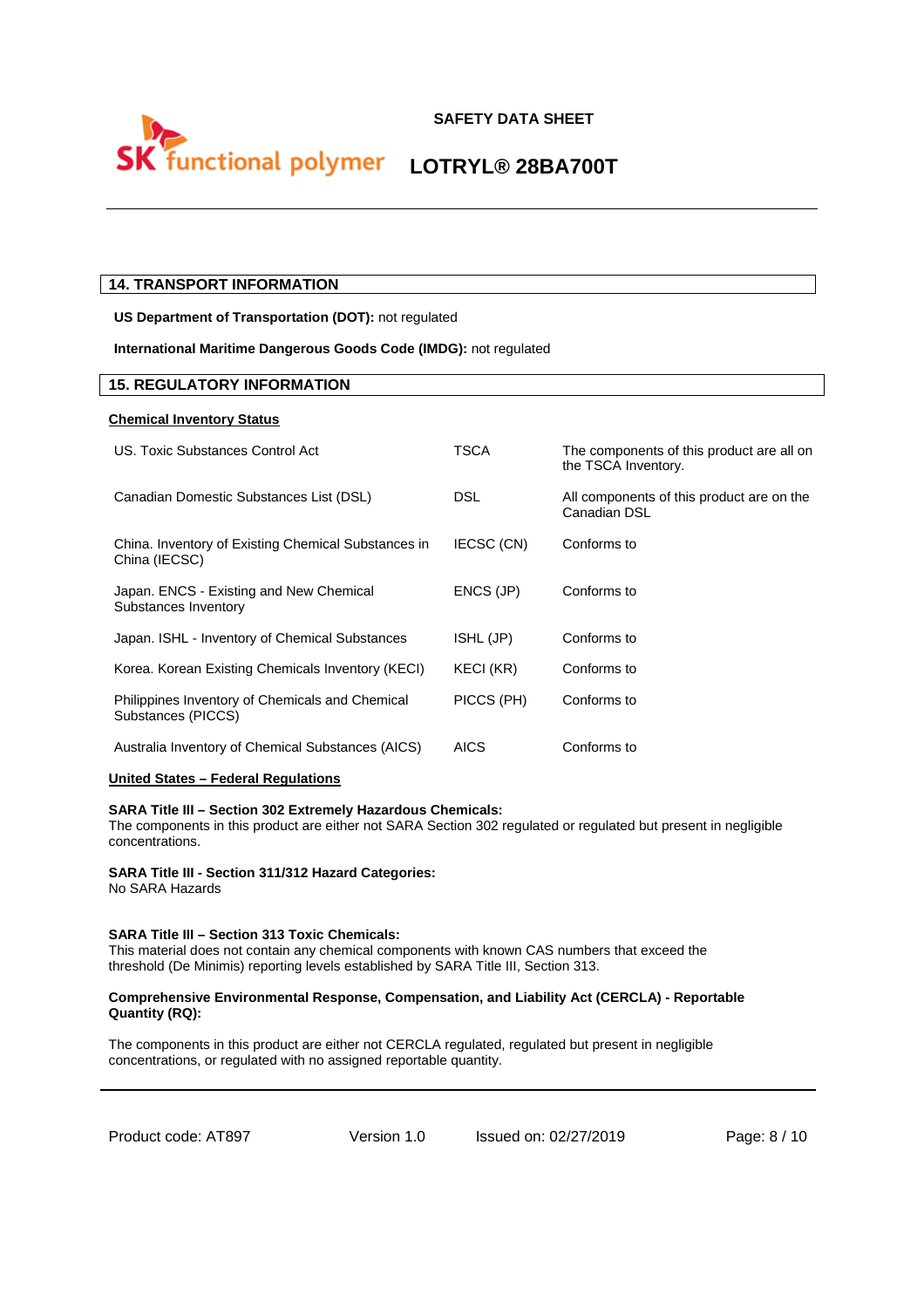## 14. TRANSPORT INFORMATION

**US Department of Transportation (DOT):** not regulated

**International Maritime Dangerous Goods Code (IMDG):** not regulated

## 15. REGULATORY INFORMATION

**Chemical Inventory Status**

| | | |
|---|---|---|
| US. Toxic Substances Control Act | TSCA | The components of this product are all on the TSCA Inventory. |
| Canadian Domestic Substances List (DSL) | DSL | All components of this product are on the Canadian DSL |
| China. Inventory of Existing Chemical Substances in China (IECSC) | IECSC (CN) | Conforms to |
| Japan. ENCS - Existing and New Chemical Substances Inventory | ENCS (JP) | Conforms to |
| Japan. ISHL - Inventory of Chemical Substances | ISHL (JP) | Conforms to |
| Korea. Korean Existing Chemicals Inventory (KECI) | KECI (KR) | Conforms to |
| Philippines Inventory of Chemicals and Chemical Substances (PICCS) | PICCS (PH) | Conforms to |
| Australia Inventory of Chemical Substances (AICS) | AICS | Conforms to |

**United States – Federal Regulations**

**SARA Title III – Section 302 Extremely Hazardous Chemicals:**
The components in this product are either not SARA Section 302 regulated or regulated but present in negligible concentrations.

**SARA Title III - Section 311/312 Hazard Categories:**
No SARA Hazards

**SARA Title III – Section 313 Toxic Chemicals:**
This material does not contain any chemical components with known CAS numbers that exceed the threshold (De Minimis) reporting levels established by SARA Title III, Section 313.

**Comprehensive Environmental Response, Compensation, and Liability Act (CERCLA) - Reportable Quantity (RQ):**

The components in this product are either not CERCLA regulated, regulated but present in negligible concentrations, or regulated with no assigned reportable quantity.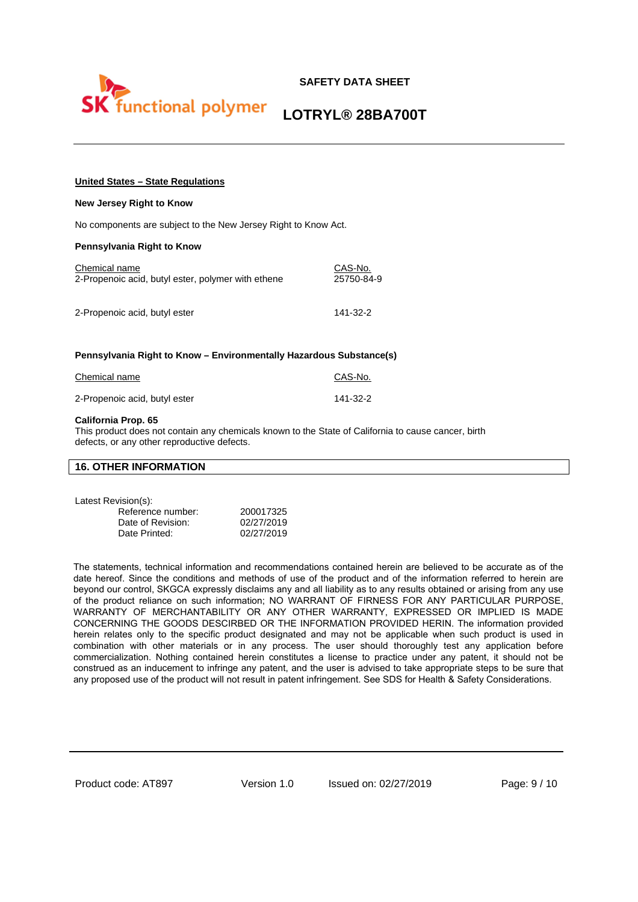**United States – State Regulations**

**New Jersey Right to Know**

No components are subject to the New Jersey Right to Know Act.

**Pennsylvania Right to Know**

| Chemical name | CAS-No. |
|---|---|
| 2-Propenoic acid, butyl ester, polymer with ethene | 25750-84-9 |
| 2-Propenoic acid, butyl ester | 141-32-2 |

**Pennsylvania Right to Know – Environmentally Hazardous Substance(s)**

| Chemical name | CAS-No. |
|---|---|
| 2-Propenoic acid, butyl ester | 141-32-2 |

**California Prop. 65**
This product does not contain any chemicals known to the State of California to cause cancer, birth defects, or any other reproductive defects.

## 16. OTHER INFORMATION

Latest Revision(s):

| | |
|---|---|
| Reference number: | 200017325 |
| Date of Revision: | 02/27/2019 |
| Date Printed: | 02/27/2019 |

The statements, technical information and recommendations contained herein are believed to be accurate as of the date hereof. Since the conditions and methods of use of the product and of the information referred to herein are beyond our control, SKGCA expressly disclaims any and all liability as to any results obtained or arising from any use of the product reliance on such information; NO WARRANT OF FIRNESS FOR ANY PARTICULAR PURPOSE, WARRANTY OF MERCHANTABILITY OR ANY OTHER WARRANTY, EXPRESSED OR IMPLIED IS MADE CONCERNING THE GOODS DESCIRBED OR THE INFORMATION PROVIDED HERIN. The information provided herein relates only to the specific product designated and may not be applicable when such product is used in combination with other materials or in any process. The user should thoroughly test any application before commercialization. Nothing contained herein constitutes a license to practice under any patent, it should not be construed as an inducement to infringe any patent, and the user is advised to take appropriate steps to be sure that any proposed use of the product will not result in patent infringement. See SDS for Health & Safety Considerations.